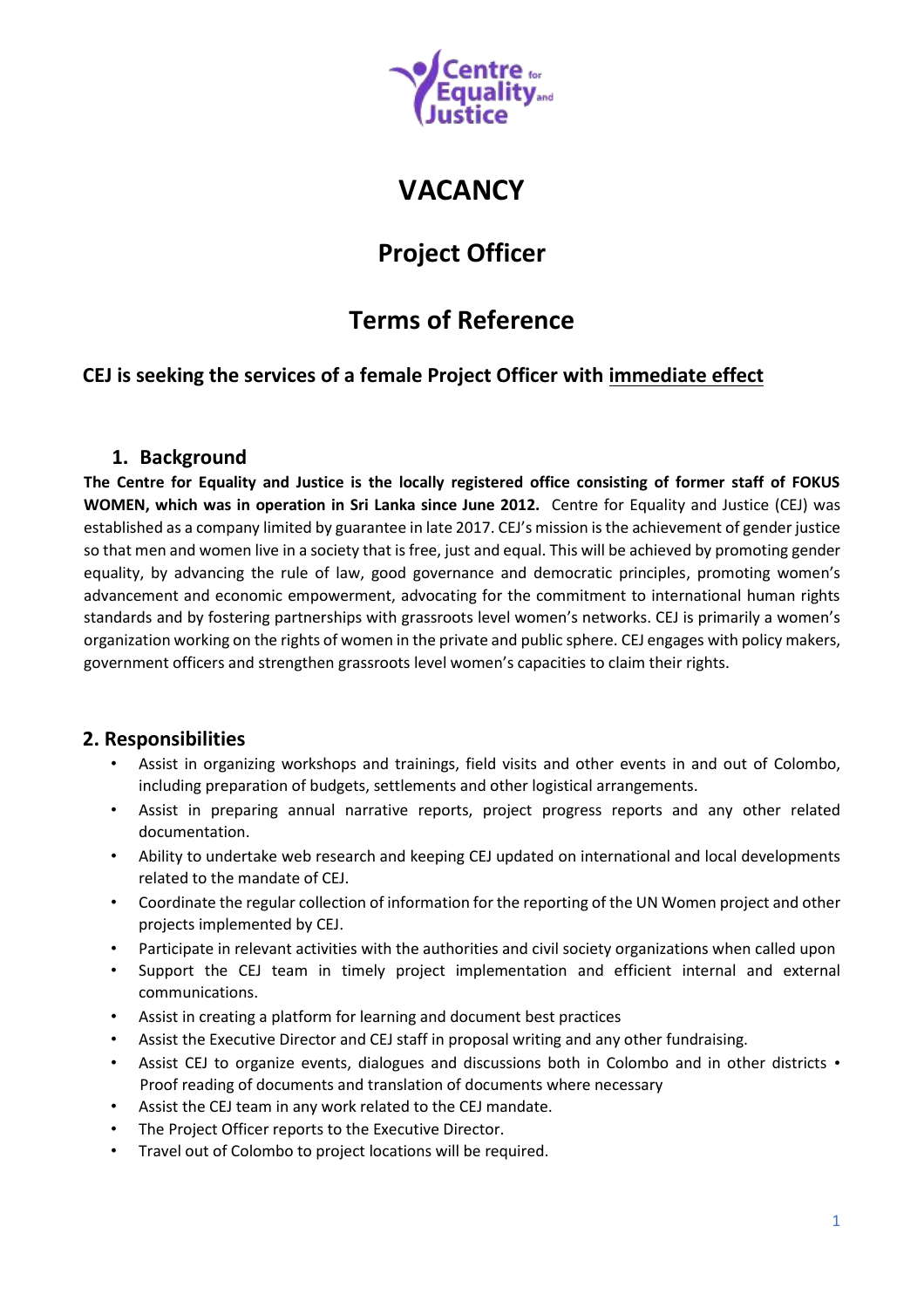# VACANCY

## Project Officer

## Terms of Reference

**CEJ is seeking the services of a female Project Officer with immediate effect**

### 1. Background

**The Centre for Equality and Justice is the locally registered office consisting of former staff of FOKUS WOMEN, which was in operation in Sri Lanka since June 2012.** Centre for Equality and Justice (CEJ) was established as a company limited by guarantee in late 2017. CEJ's mission is the achievement of gender justice so that men and women live in a society that is free, just and equal. This will be achieved by promoting gender equality, by advancing the rule of law, good governance and democratic principles, promoting women's advancement and economic empowerment, advocating for the commitment to international human rights standards and by fostering partnerships with grassroots level women's networks. CEJ is primarily a women's organization working on the rights of women in the private and public sphere. CEJ engages with policy makers, government officers and strengthen grassroots level women's capacities to claim their rights.

### 2. Responsibilities

- Assist in organizing workshops and trainings, field visits and other events in and out of Colombo, including preparation of budgets, settlements and other logistical arrangements.
- Assist in preparing annual narrative reports, project progress reports and any other related documentation.
- Ability to undertake web research and keeping CEJ updated on international and local developments related to the mandate of CEJ.
- Coordinate the regular collection of information for the reporting of the UN Women project and other projects implemented by CEJ.
- Participate in relevant activities with the authorities and civil society organizations when called upon
- Support the CEJ team in timely project implementation and efficient internal and external communications.
- Assist in creating a platform for learning and document best practices
- Assist the Executive Director and CEJ staff in proposal writing and any other fundraising.
- Assist CEJ to organize events, dialogues and discussions both in Colombo and in other districts • Proof reading of documents and translation of documents where necessary
- Assist the CEJ team in any work related to the CEJ mandate.
- The Project Officer reports to the Executive Director.
- Travel out of Colombo to project locations will be required.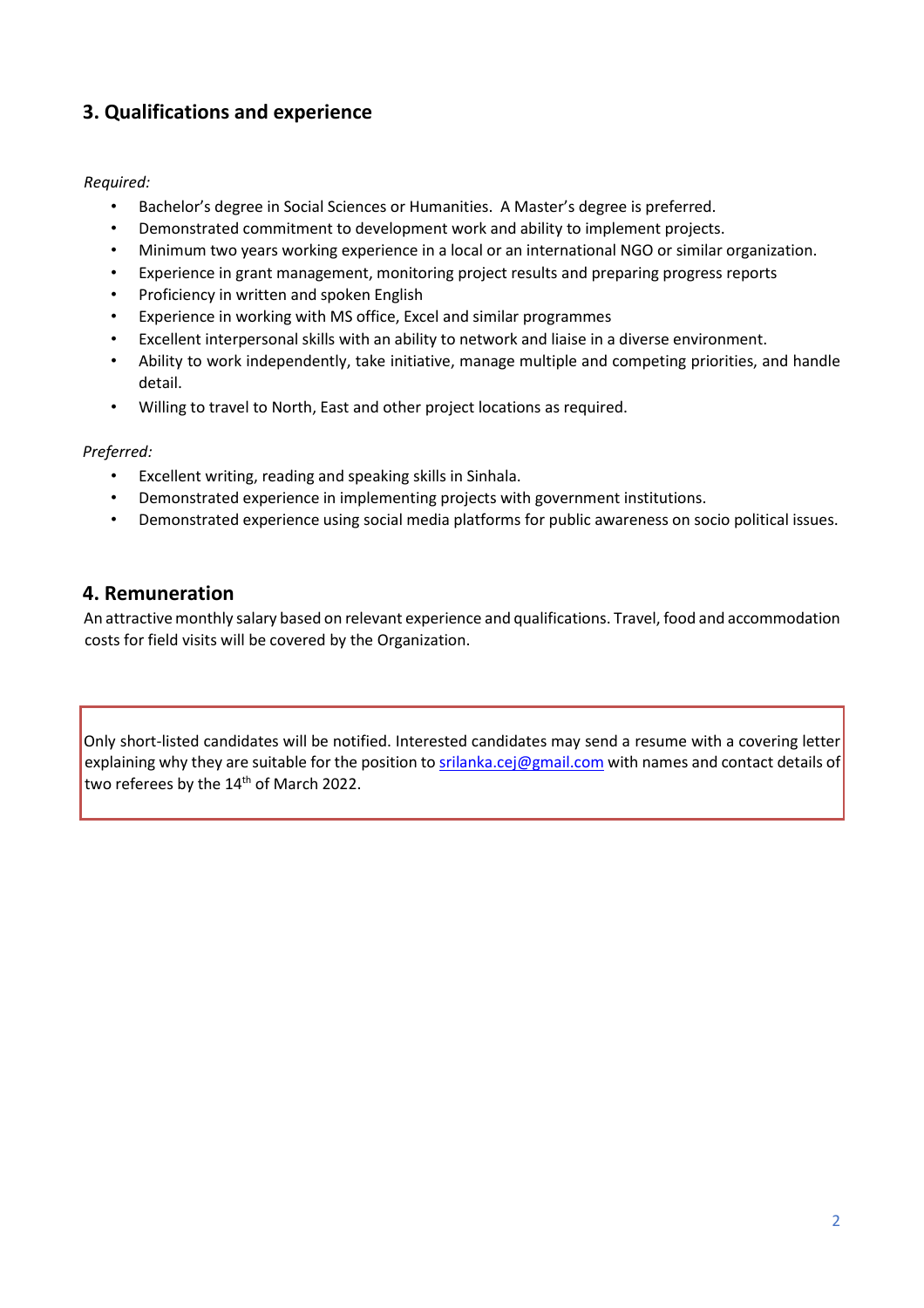## 3. Qualifications and experience

*Required:*

- Bachelor's degree in Social Sciences or Humanities. A Master's degree is preferred.
- Demonstrated commitment to development work and ability to implement projects.
- Minimum two years working experience in a local or an international NGO or similar organization.
- Experience in grant management, monitoring project results and preparing progress reports
- Proficiency in written and spoken English
- Experience in working with MS office, Excel and similar programmes
- Excellent interpersonal skills with an ability to network and liaise in a diverse environment.
- Ability to work independently, take initiative, manage multiple and competing priorities, and handle detail.
- Willing to travel to North, East and other project locations as required.

*Preferred:*

- Excellent writing, reading and speaking skills in Sinhala.
- Demonstrated experience in implementing projects with government institutions.
- Demonstrated experience using social media platforms for public awareness on socio political issues.

## 4. Remuneration

An attractive monthly salary based on relevant experience and qualifications. Travel, food and accommodation costs for field visits will be covered by the Organization.

Only short-listed candidates will be notified. Interested candidates may send a resume with a covering letter explaining why they are suitable for the position to srilanka.cej@gmail.com with names and contact details of two referees by the 14th of March 2022.